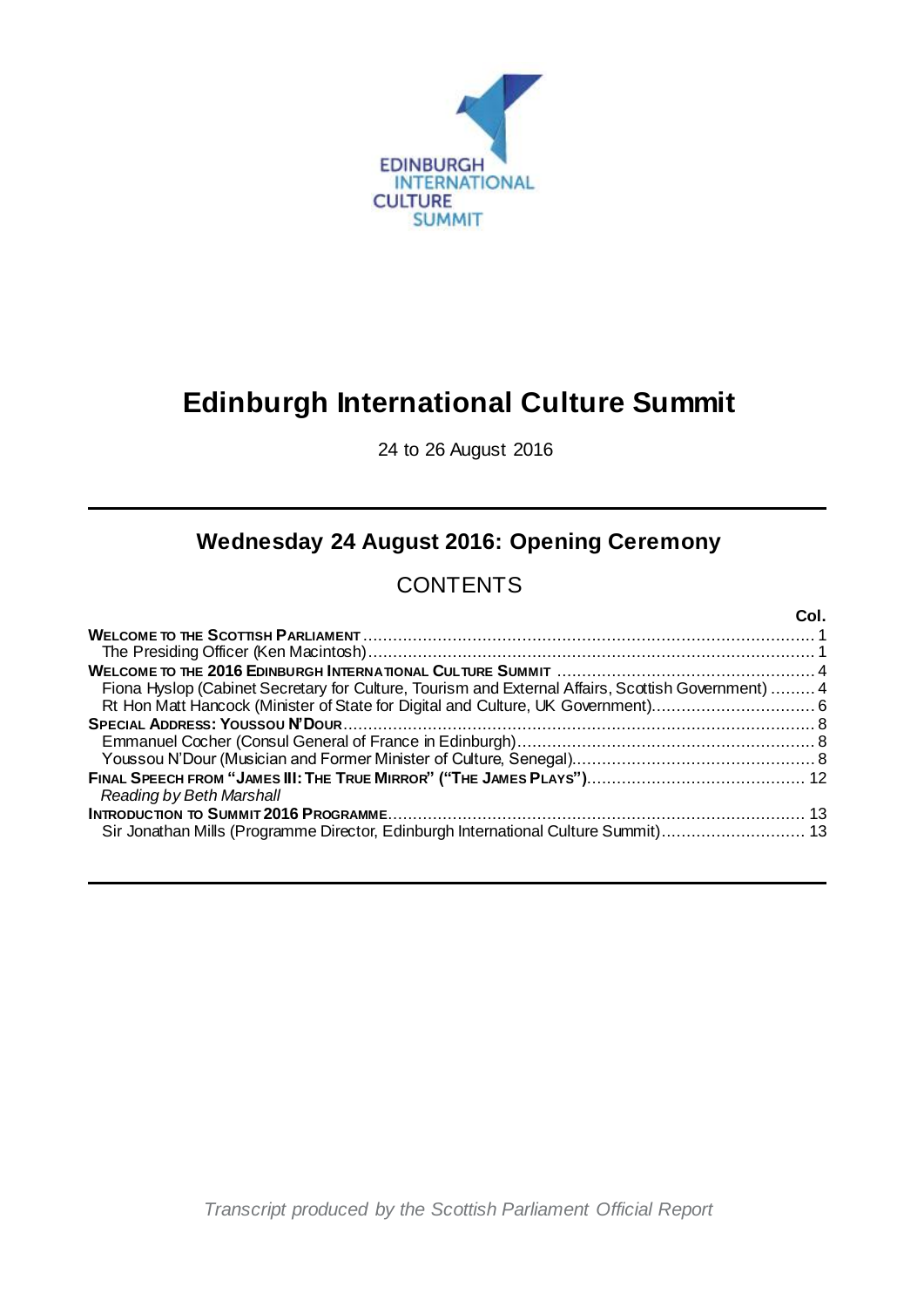EDINBURGH INTERNATIONAL CULTURE SUMMIT

# Edinburgh International Culture Summit

24 to 26 August 2016

## Wednesday 24 August 2016: Opening Ceremony

## CONTENTS

| | Col. |
|---|---|
| **WELCOME TO THE SCOTTISH PARLIAMENT** | 1 |
| The Presiding Officer (Ken Macintosh) | 1 |
| **WELCOME TO THE 2016 EDINBURGH INTERNATIONAL CULTURE SUMMIT** | 4 |
| Fiona Hyslop (Cabinet Secretary for Culture, Tourism and External Affairs, Scottish Government) | 4 |
| Rt Hon Matt Hancock (Minister of State for Digital and Culture, UK Government) | 6 |
| **SPECIAL ADDRESS: YOUSSOU N'DOUR** | 8 |
| Emmanuel Cocher (Consul General of France in Edinburgh) | 8 |
| Youssou N'Dour (Musician and Former Minister of Culture, Senegal) | 8 |
| **FINAL SPEECH FROM "JAMES III: THE TRUE MIRROR" ("THE JAMES PLAYS")** | 12 |
| *Reading by Beth Marshall* | |
| **INTRODUCTION TO SUMMIT 2016 PROGRAMME** | 13 |
| Sir Jonathan Mills (Programme Director, Edinburgh International Culture Summit) | 13 |

*Transcript produced by the Scottish Parliament Official Report*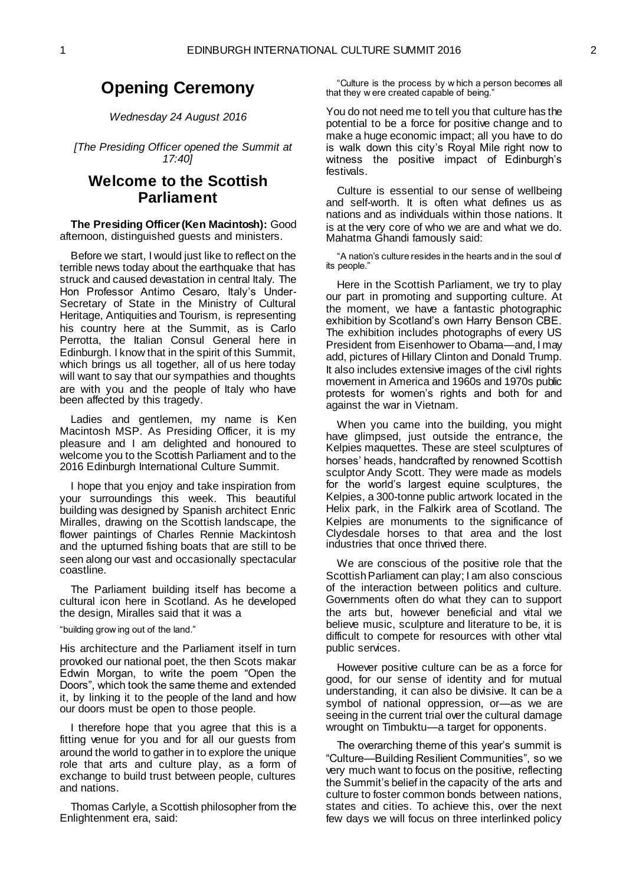# Opening Ceremony

*Wednesday 24 August 2016*

*[The Presiding Officer opened the Summit at 17:40]*

## Welcome to the Scottish Parliament

**The Presiding Officer (Ken Macintosh):** Good afternoon, distinguished guests and ministers.

Before we start, I would just like to reflect on the terrible news today about the earthquake that has struck and caused devastation in central Italy. The Hon Professor Antimo Cesaro, Italy's Under-Secretary of State in the Ministry of Cultural Heritage, Antiquities and Tourism, is representing his country here at the Summit, as is Carlo Perrotta, the Italian Consul General here in Edinburgh. I know that in the spirit of this Summit, which brings us all together, all of us here today will want to say that our sympathies and thoughts are with you and the people of Italy who have been affected by this tragedy.

Ladies and gentlemen, my name is Ken Macintosh MSP. As Presiding Officer, it is my pleasure and I am delighted and honoured to welcome you to the Scottish Parliament and to the 2016 Edinburgh International Culture Summit.

I hope that you enjoy and take inspiration from your surroundings this week. This beautiful building was designed by Spanish architect Enric Miralles, drawing on the Scottish landscape, the flower paintings of Charles Rennie Mackintosh and the upturned fishing boats that are still to be seen along our vast and occasionally spectacular coastline.

The Parliament building itself has become a cultural icon here in Scotland. As he developed the design, Miralles said that it was a

"building growing out of the land."

His architecture and the Parliament itself in turn provoked our national poet, the then Scots makar Edwin Morgan, to write the poem "Open the Doors", which took the same theme and extended it, by linking it to the people of the land and how our doors must be open to those people.

I therefore hope that you agree that this is a fitting venue for you and for all our guests from around the world to gather in to explore the unique role that arts and culture play, as a form of exchange to build trust between people, cultures and nations.

Thomas Carlyle, a Scottish philosopher from the Enlightenment era, said:

"Culture is the process by which a person becomes all that they were created capable of being."

You do not need me to tell you that culture has the potential to be a force for positive change and to make a huge economic impact; all you have to do is walk down this city's Royal Mile right now to witness the positive impact of Edinburgh's festivals.

Culture is essential to our sense of wellbeing and self-worth. It is often what defines us as nations and as individuals within those nations. It is at the very core of who we are and what we do. Mahatma Ghandi famously said:

"A nation's culture resides in the hearts and in the soul of its people."

Here in the Scottish Parliament, we try to play our part in promoting and supporting culture. At the moment, we have a fantastic photographic exhibition by Scotland's own Harry Benson CBE. The exhibition includes photographs of every US President from Eisenhower to Obama—and, I may add, pictures of Hillary Clinton and Donald Trump. It also includes extensive images of the civil rights movement in America and 1960s and 1970s public protests for women's rights and both for and against the war in Vietnam.

When you came into the building, you might have glimpsed, just outside the entrance, the Kelpies maquettes. These are steel sculptures of horses' heads, handcrafted by renowned Scottish sculptor Andy Scott. They were made as models for the world's largest equine sculptures, the Kelpies, a 300-tonne public artwork located in the Helix park, in the Falkirk area of Scotland. The Kelpies are monuments to the significance of Clydesdale horses to that area and the lost industries that once thrived there.

We are conscious of the positive role that the Scottish Parliament can play; I am also conscious of the interaction between politics and culture. Governments often do what they can to support the arts but, however beneficial and vital we believe music, sculpture and literature to be, it is difficult to compete for resources with other vital public services.

However positive culture can be as a force for good, for our sense of identity and for mutual understanding, it can also be divisive. It can be a symbol of national oppression, or—as we are seeing in the current trial over the cultural damage wrought on Timbuktu—a target for opponents.

The overarching theme of this year's summit is "Culture—Building Resilient Communities", so we very much want to focus on the positive, reflecting the Summit's belief in the capacity of the arts and culture to foster common bonds between nations, states and cities. To achieve this, over the next few days we will focus on three interlinked policy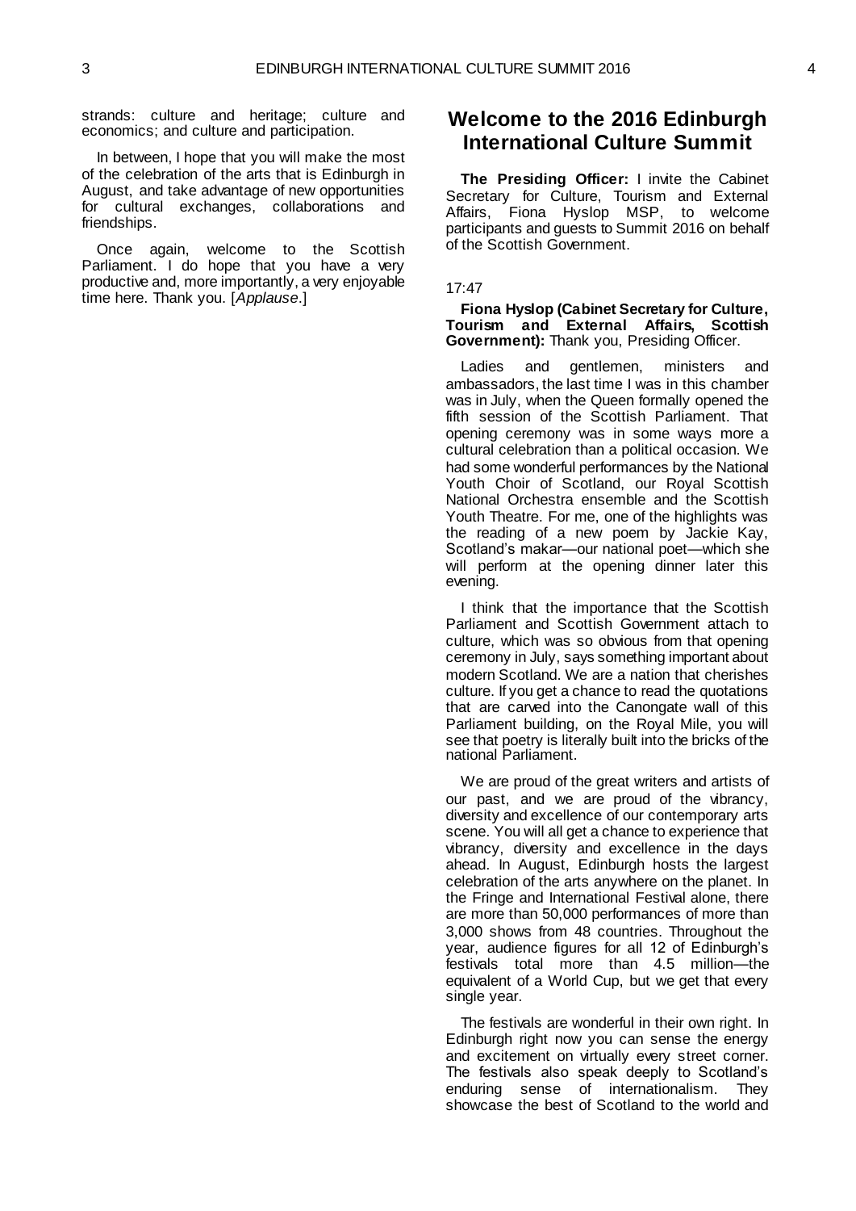strands: culture and heritage; culture and economics; and culture and participation.

In between, I hope that you will make the most of the celebration of the arts that is Edinburgh in August, and take advantage of new opportunities for cultural exchanges, collaborations and friendships.

Once again, welcome to the Scottish Parliament. I do hope that you have a very productive and, more importantly, a very enjoyable time here. Thank you. [*Applause*.]

## Welcome to the 2016 Edinburgh International Culture Summit

**The Presiding Officer:** I invite the Cabinet Secretary for Culture, Tourism and External Affairs, Fiona Hyslop MSP, to welcome participants and guests to Summit 2016 on behalf of the Scottish Government.

17:47

**Fiona Hyslop (Cabinet Secretary for Culture, Tourism and External Affairs, Scottish Government):** Thank you, Presiding Officer.

Ladies and gentlemen, ministers and ambassadors, the last time I was in this chamber was in July, when the Queen formally opened the fifth session of the Scottish Parliament. That opening ceremony was in some ways more a cultural celebration than a political occasion. We had some wonderful performances by the National Youth Choir of Scotland, our Royal Scottish National Orchestra ensemble and the Scottish Youth Theatre. For me, one of the highlights was the reading of a new poem by Jackie Kay, Scotland's makar—our national poet—which she will perform at the opening dinner later this evening.

I think that the importance that the Scottish Parliament and Scottish Government attach to culture, which was so obvious from that opening ceremony in July, says something important about modern Scotland. We are a nation that cherishes culture. If you get a chance to read the quotations that are carved into the Canongate wall of this Parliament building, on the Royal Mile, you will see that poetry is literally built into the bricks of the national Parliament.

We are proud of the great writers and artists of our past, and we are proud of the vibrancy, diversity and excellence of our contemporary arts scene. You will all get a chance to experience that vibrancy, diversity and excellence in the days ahead. In August, Edinburgh hosts the largest celebration of the arts anywhere on the planet. In the Fringe and International Festival alone, there are more than 50,000 performances of more than 3,000 shows from 48 countries. Throughout the year, audience figures for all 12 of Edinburgh's festivals total more than 4.5 million—the equivalent of a World Cup, but we get that every single year.

The festivals are wonderful in their own right. In Edinburgh right now you can sense the energy and excitement on virtually every street corner. The festivals also speak deeply to Scotland's enduring sense of internationalism. They showcase the best of Scotland to the world and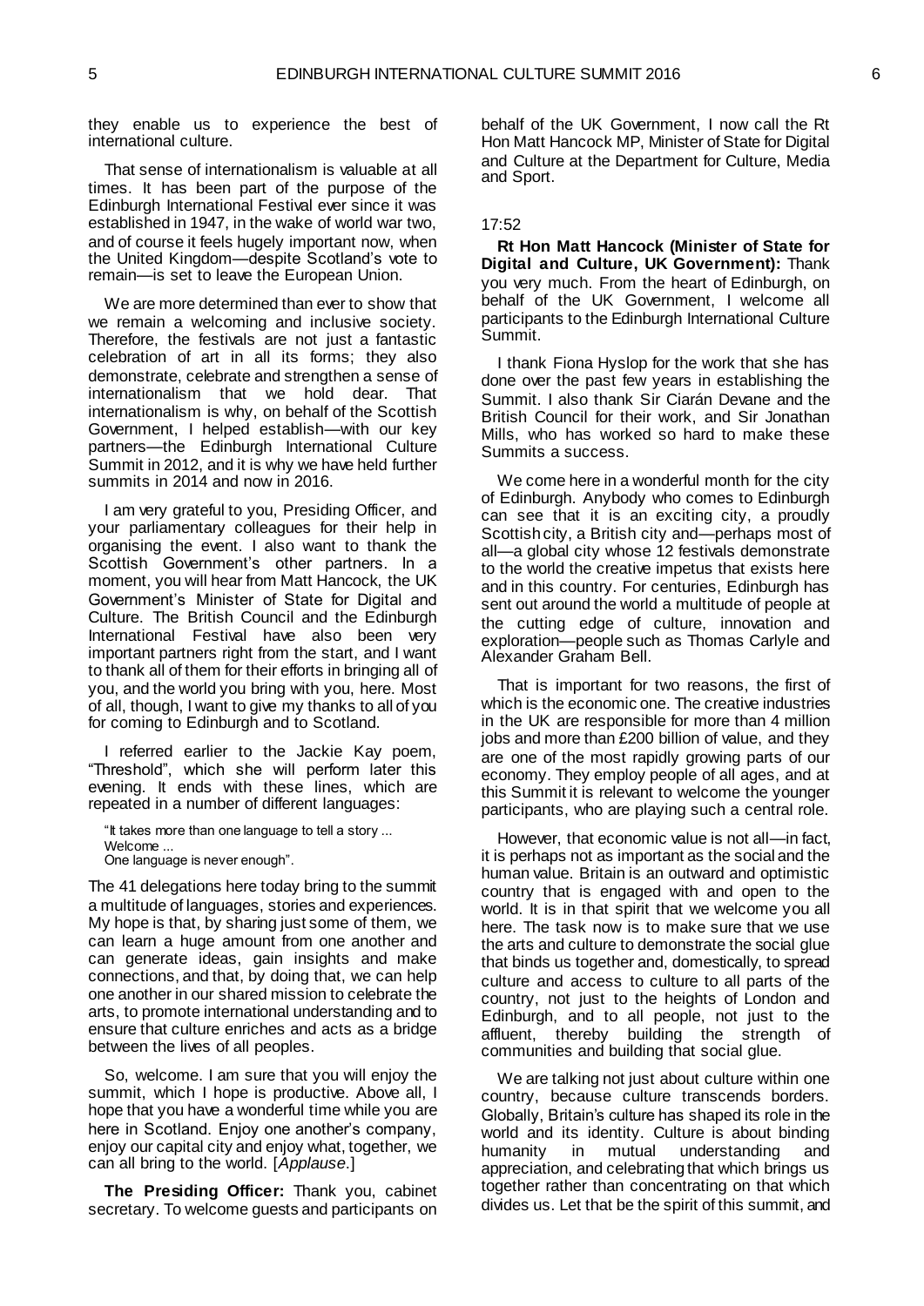they enable us to experience the best of international culture.

That sense of internationalism is valuable at all times. It has been part of the purpose of the Edinburgh International Festival ever since it was established in 1947, in the wake of world war two, and of course it feels hugely important now, when the United Kingdom—despite Scotland's vote to remain—is set to leave the European Union.

We are more determined than ever to show that we remain a welcoming and inclusive society. Therefore, the festivals are not just a fantastic celebration of art in all its forms; they also demonstrate, celebrate and strengthen a sense of internationalism that we hold dear. That internationalism is why, on behalf of the Scottish Government, I helped establish—with our key partners—the Edinburgh International Culture Summit in 2012, and it is why we have held further summits in 2014 and now in 2016.

I am very grateful to you, Presiding Officer, and your parliamentary colleagues for their help in organising the event. I also want to thank the Scottish Government's other partners. In a moment, you will hear from Matt Hancock, the UK Government's Minister of State for Digital and Culture. The British Council and the Edinburgh International Festival have also been very important partners right from the start, and I want to thank all of them for their efforts in bringing all of you, and the world you bring with you, here. Most of all, though, I want to give my thanks to all of you for coming to Edinburgh and to Scotland.

I referred earlier to the Jackie Kay poem, "Threshold", which she will perform later this evening. It ends with these lines, which are repeated in a number of different languages:

> "It takes more than one language to tell a story ...
> Welcome ...
> One language is never enough".

The 41 delegations here today bring to the summit a multitude of languages, stories and experiences. My hope is that, by sharing just some of them, we can learn a huge amount from one another and can generate ideas, gain insights and make connections, and that, by doing that, we can help one another in our shared mission to celebrate the arts, to promote international understanding and to ensure that culture enriches and acts as a bridge between the lives of all peoples.

So, welcome. I am sure that you will enjoy the summit, which I hope is productive. Above all, I hope that you have a wonderful time while you are here in Scotland. Enjoy one another's company, enjoy our capital city and enjoy what, together, we can all bring to the world. [*Applause*.]

**The Presiding Officer:** Thank you, cabinet secretary. To welcome guests and participants on behalf of the UK Government, I now call the Rt Hon Matt Hancock MP, Minister of State for Digital and Culture at the Department for Culture, Media and Sport.

17:52

**Rt Hon Matt Hancock (Minister of State for Digital and Culture, UK Government):** Thank you very much. From the heart of Edinburgh, on behalf of the UK Government, I welcome all participants to the Edinburgh International Culture Summit.

I thank Fiona Hyslop for the work that she has done over the past few years in establishing the Summit. I also thank Sir Ciarán Devane and the British Council for their work, and Sir Jonathan Mills, who has worked so hard to make these Summits a success.

We come here in a wonderful month for the city of Edinburgh. Anybody who comes to Edinburgh can see that it is an exciting city, a proudly Scottish city, a British city and—perhaps most of all—a global city whose 12 festivals demonstrate to the world the creative impetus that exists here and in this country. For centuries, Edinburgh has sent out around the world a multitude of people at the cutting edge of culture, innovation and exploration—people such as Thomas Carlyle and Alexander Graham Bell.

That is important for two reasons, the first of which is the economic one. The creative industries in the UK are responsible for more than 4 million jobs and more than £200 billion of value, and they are one of the most rapidly growing parts of our economy. They employ people of all ages, and at this Summit it is relevant to welcome the younger participants, who are playing such a central role.

However, that economic value is not all—in fact, it is perhaps not as important as the social and the human value. Britain is an outward and optimistic country that is engaged with and open to the world. It is in that spirit that we welcome you all here. The task now is to make sure that we use the arts and culture to demonstrate the social glue that binds us together and, domestically, to spread culture and access to culture to all parts of the country, not just to the heights of London and Edinburgh, and to all people, not just to the affluent, thereby building the strength of communities and building that social glue.

We are talking not just about culture within one country, because culture transcends borders. Globally, Britain's culture has shaped its role in the world and its identity. Culture is about binding humanity in mutual understanding and appreciation, and celebrating that which brings us together rather than concentrating on that which divides us. Let that be the spirit of this summit, and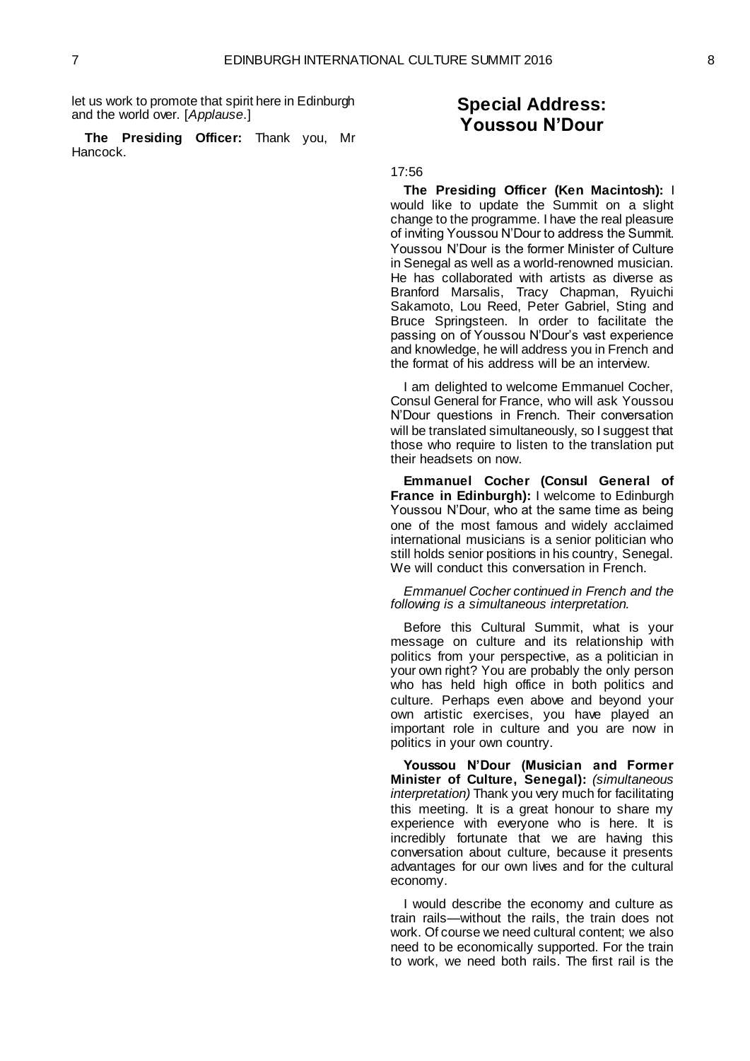let us work to promote that spirit here in Edinburgh and the world over. [*Applause*.]

**The Presiding Officer:** Thank you, Mr Hancock.

## Special Address: Youssou N'Dour

17:56

**The Presiding Officer (Ken Macintosh):** I would like to update the Summit on a slight change to the programme. I have the real pleasure of inviting Youssou N'Dour to address the Summit. Youssou N'Dour is the former Minister of Culture in Senegal as well as a world-renowned musician. He has collaborated with artists as diverse as Branford Marsalis, Tracy Chapman, Ryuichi Sakamoto, Lou Reed, Peter Gabriel, Sting and Bruce Springsteen. In order to facilitate the passing on of Youssou N'Dour's vast experience and knowledge, he will address you in French and the format of his address will be an interview.

I am delighted to welcome Emmanuel Cocher, Consul General for France, who will ask Youssou N'Dour questions in French. Their conversation will be translated simultaneously, so I suggest that those who require to listen to the translation put their headsets on now.

**Emmanuel Cocher (Consul General of France in Edinburgh):** I welcome to Edinburgh Youssou N'Dour, who at the same time as being one of the most famous and widely acclaimed international musicians is a senior politician who still holds senior positions in his country, Senegal. We will conduct this conversation in French.

*Emmanuel Cocher continued in French and the following is a simultaneous interpretation.*

Before this Cultural Summit, what is your message on culture and its relationship with politics from your perspective, as a politician in your own right? You are probably the only person who has held high office in both politics and culture. Perhaps even above and beyond your own artistic exercises, you have played an important role in culture and you are now in politics in your own country.

**Youssou N'Dour (Musician and Former Minister of Culture, Senegal):** *(simultaneous interpretation)* Thank you very much for facilitating this meeting. It is a great honour to share my experience with everyone who is here. It is incredibly fortunate that we are having this conversation about culture, because it presents advantages for our own lives and for the cultural economy.

I would describe the economy and culture as train rails—without the rails, the train does not work. Of course we need cultural content; we also need to be economically supported. For the train to work, we need both rails. The first rail is the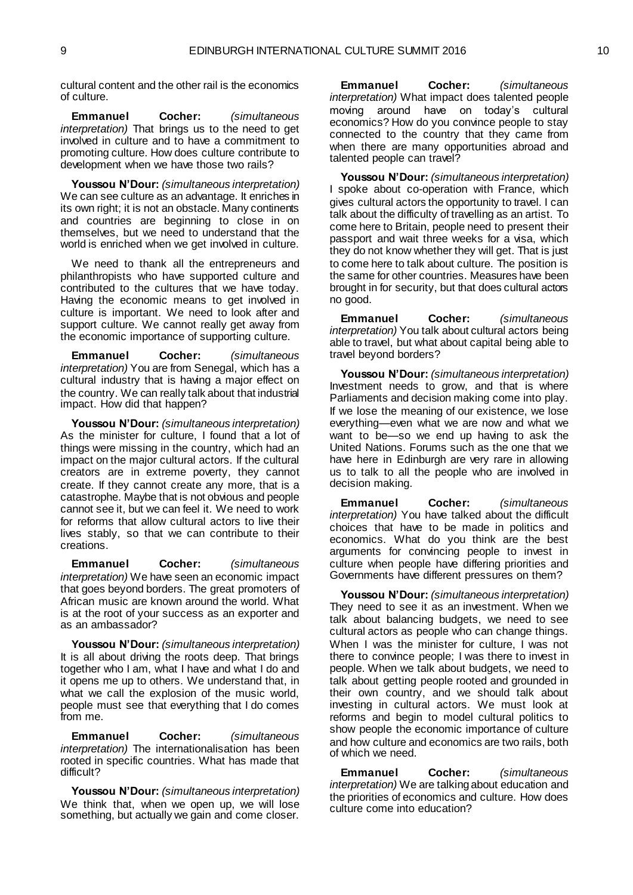cultural content and the other rail is the economics of culture.

**Emmanuel Cocher:** *(simultaneous interpretation)* That brings us to the need to get involved in culture and to have a commitment to promoting culture. How does culture contribute to development when we have those two rails?

**Youssou N'Dour:** *(simultaneous interpretation)* We can see culture as an advantage. It enriches in its own right; it is not an obstacle. Many continents and countries are beginning to close in on themselves, but we need to understand that the world is enriched when we get involved in culture.

We need to thank all the entrepreneurs and philanthropists who have supported culture and contributed to the cultures that we have today. Having the economic means to get involved in culture is important. We need to look after and support culture. We cannot really get away from the economic importance of supporting culture.

**Emmanuel Cocher:** *(simultaneous interpretation)* You are from Senegal, which has a cultural industry that is having a major effect on the country. We can really talk about that industrial impact. How did that happen?

**Youssou N'Dour:** *(simultaneous interpretation)* As the minister for culture, I found that a lot of things were missing in the country, which had an impact on the major cultural actors. If the cultural creators are in extreme poverty, they cannot create. If they cannot create any more, that is a catastrophe. Maybe that is not obvious and people cannot see it, but we can feel it. We need to work for reforms that allow cultural actors to live their lives stably, so that we can contribute to their creations.

**Emmanuel Cocher:** *(simultaneous interpretation)* We have seen an economic impact that goes beyond borders. The great promoters of African music are known around the world. What is at the root of your success as an exporter and as an ambassador?

**Youssou N'Dour:** *(simultaneous interpretation)* It is all about driving the roots deep. That brings together who I am, what I have and what I do and it opens me up to others. We understand that, in what we call the explosion of the music world, people must see that everything that I do comes from me.

**Emmanuel Cocher:** *(simultaneous interpretation)* The internationalisation has been rooted in specific countries. What has made that difficult?

**Youssou N'Dour:** *(simultaneous interpretation)* We think that, when we open up, we will lose something, but actually we gain and come closer.

**Emmanuel Cocher:** *(simultaneous interpretation)* What impact does talented people moving around have on today's cultural economics? How do you convince people to stay connected to the country that they came from when there are many opportunities abroad and talented people can travel?

**Youssou N'Dour:** *(simultaneous interpretation)* I spoke about co-operation with France, which gives cultural actors the opportunity to travel. I can talk about the difficulty of travelling as an artist. To come here to Britain, people need to present their passport and wait three weeks for a visa, which they do not know whether they will get. That is just to come here to talk about culture. The position is the same for other countries. Measures have been brought in for security, but that does cultural actors no good.

**Emmanuel Cocher:** *(simultaneous interpretation)* You talk about cultural actors being able to travel, but what about capital being able to travel beyond borders?

**Youssou N'Dour:** *(simultaneous interpretation)* Investment needs to grow, and that is where Parliaments and decision making come into play. If we lose the meaning of our existence, we lose everything—even what we are now and what we want to be—so we end up having to ask the United Nations. Forums such as the one that we have here in Edinburgh are very rare in allowing us to talk to all the people who are involved in decision making.

**Emmanuel Cocher:** *(simultaneous interpretation)* You have talked about the difficult choices that have to be made in politics and economics. What do you think are the best arguments for convincing people to invest in culture when people have differing priorities and Governments have different pressures on them?

**Youssou N'Dour:** *(simultaneous interpretation)* They need to see it as an investment. When we talk about balancing budgets, we need to see cultural actors as people who can change things. When I was the minister for culture, I was not there to convince people; I was there to invest in people. When we talk about budgets, we need to talk about getting people rooted and grounded in their own country, and we should talk about investing in cultural actors. We must look at reforms and begin to model cultural politics to show people the economic importance of culture and how culture and economics are two rails, both of which we need.

**Emmanuel Cocher:** *(simultaneous interpretation)* We are talking about education and the priorities of economics and culture. How does culture come into education?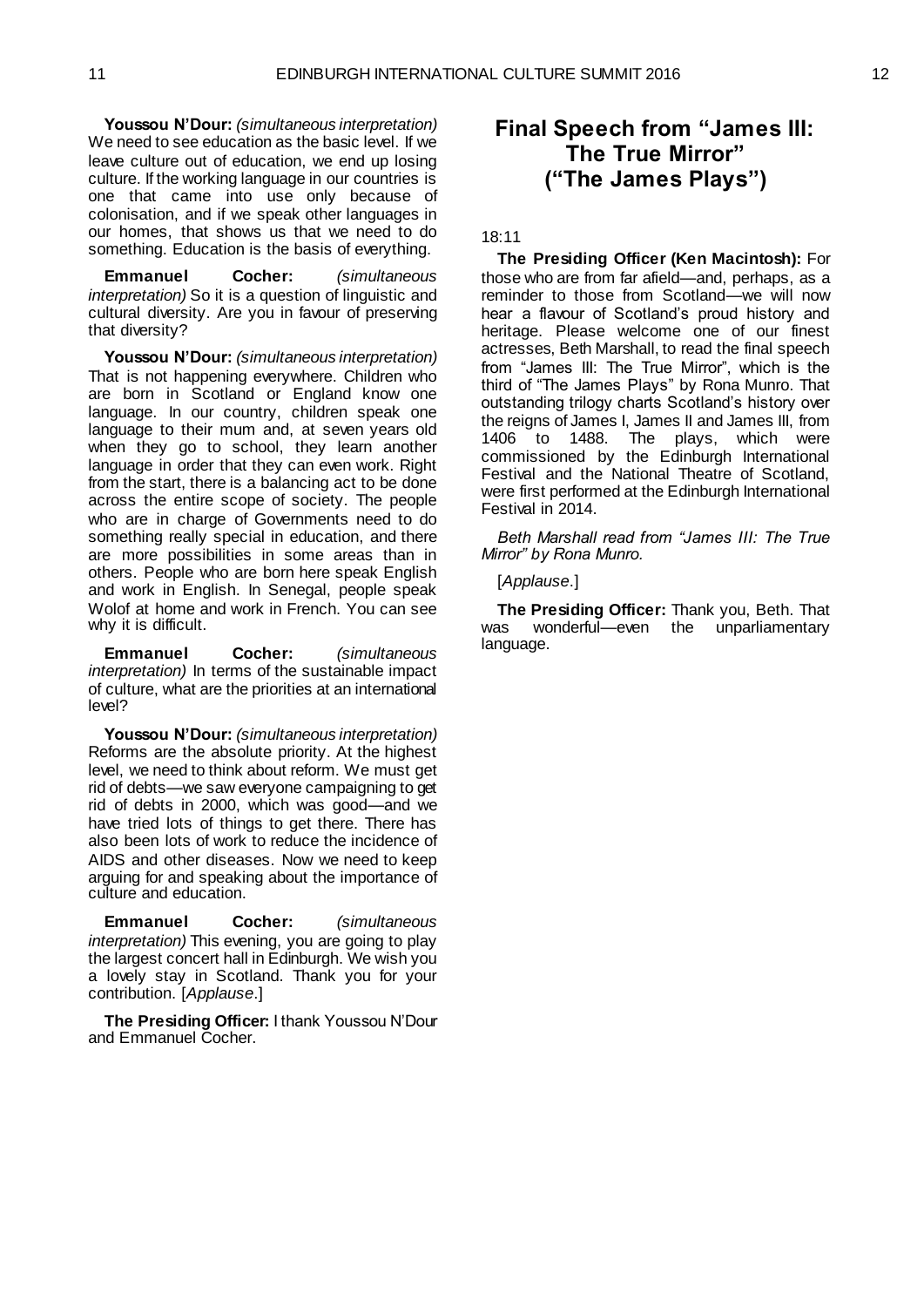**Youssou N'Dour:** *(simultaneous interpretation)* We need to see education as the basic level. If we leave culture out of education, we end up losing culture. If the working language in our countries is one that came into use only because of colonisation, and if we speak other languages in our homes, that shows us that we need to do something. Education is the basis of everything.

**Emmanuel Cocher:** *(simultaneous interpretation)* So it is a question of linguistic and cultural diversity. Are you in favour of preserving that diversity?

**Youssou N'Dour:** *(simultaneous interpretation)* That is not happening everywhere. Children who are born in Scotland or England know one language. In our country, children speak one language to their mum and, at seven years old when they go to school, they learn another language in order that they can even work. Right from the start, there is a balancing act to be done across the entire scope of society. The people who are in charge of Governments need to do something really special in education, and there are more possibilities in some areas than in others. People who are born here speak English and work in English. In Senegal, people speak Wolof at home and work in French. You can see why it is difficult.

**Emmanuel Cocher:** *(simultaneous interpretation)* In terms of the sustainable impact of culture, what are the priorities at an international level?

**Youssou N'Dour:** *(simultaneous interpretation)* Reforms are the absolute priority. At the highest level, we need to think about reform. We must get rid of debts—we saw everyone campaigning to get rid of debts in 2000, which was good—and we have tried lots of things to get there. There has also been lots of work to reduce the incidence of AIDS and other diseases. Now we need to keep arguing for and speaking about the importance of culture and education.

**Emmanuel Cocher:** *(simultaneous interpretation)* This evening, you are going to play the largest concert hall in Edinburgh. We wish you a lovely stay in Scotland. Thank you for your contribution. [*Applause*.]

**The Presiding Officer:** I thank Youssou N'Dour and Emmanuel Cocher.

# Final Speech from "James III: The True Mirror" ("The James Plays")

18:11

**The Presiding Officer (Ken Macintosh):** For those who are from far afield—and, perhaps, as a reminder to those from Scotland—we will now hear a flavour of Scotland's proud history and heritage. Please welcome one of our finest actresses, Beth Marshall, to read the final speech from "James III: The True Mirror", which is the third of "The James Plays" by Rona Munro. That outstanding trilogy charts Scotland's history over the reigns of James I, James II and James III, from 1406 to 1488. The plays, which were commissioned by the Edinburgh International Festival and the National Theatre of Scotland, were first performed at the Edinburgh International Festival in 2014.

*Beth Marshall read from "James III: The True Mirror" by Rona Munro.*

[*Applause*.]

**The Presiding Officer:** Thank you, Beth. That was wonderful—even the unparliamentary language.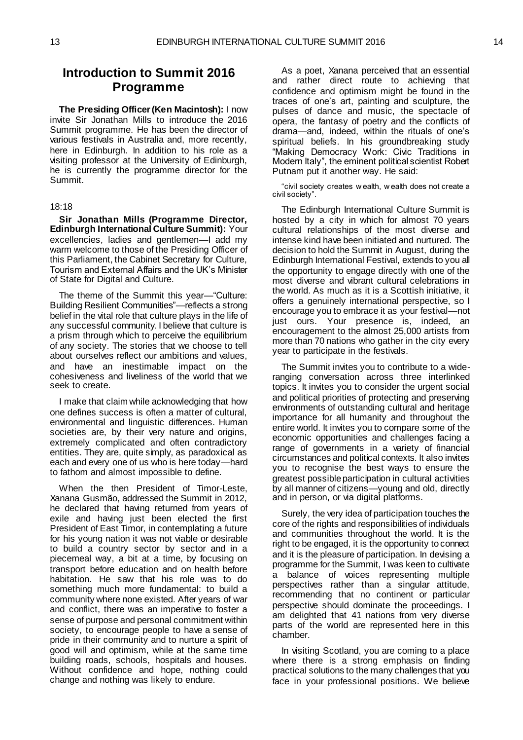## Introduction to Summit 2016 Programme

**The Presiding Officer (Ken Macintosh):** I now invite Sir Jonathan Mills to introduce the 2016 Summit programme. He has been the director of various festivals in Australia and, more recently, here in Edinburgh. In addition to his role as a visiting professor at the University of Edinburgh, he is currently the programme director for the Summit.

18:18

**Sir Jonathan Mills (Programme Director, Edinburgh International Culture Summit):** Your excellencies, ladies and gentlemen—I add my warm welcome to those of the Presiding Officer of this Parliament, the Cabinet Secretary for Culture, Tourism and External Affairs and the UK's Minister of State for Digital and Culture.

The theme of the Summit this year—"Culture: Building Resilient Communities"—reflects a strong belief in the vital role that culture plays in the life of any successful community. I believe that culture is a prism through which to perceive the equilibrium of any society. The stories that we choose to tell about ourselves reflect our ambitions and values, and have an inestimable impact on the cohesiveness and liveliness of the world that we seek to create.

I make that claim while acknowledging that how one defines success is often a matter of cultural, environmental and linguistic differences. Human societies are, by their very nature and origins, extremely complicated and often contradictory entities. They are, quite simply, as paradoxical as each and every one of us who is here today—hard to fathom and almost impossible to define.

When the then President of Timor-Leste, Xanana Gusmão, addressed the Summit in 2012, he declared that having returned from years of exile and having just been elected the first President of East Timor, in contemplating a future for his young nation it was not viable or desirable to build a country sector by sector and in a piecemeal way, a bit at a time, by focusing on transport before education and on health before habitation. He saw that his role was to do something much more fundamental: to build a community where none existed. After years of war and conflict, there was an imperative to foster a sense of purpose and personal commitment within society, to encourage people to have a sense of pride in their community and to nurture a spirit of good will and optimism, while at the same time building roads, schools, hospitals and houses. Without confidence and hope, nothing could change and nothing was likely to endure.

As a poet, Xanana perceived that an essential and rather direct route to achieving that confidence and optimism might be found in the traces of one's art, painting and sculpture, the pulses of dance and music, the spectacle of opera, the fantasy of poetry and the conflicts of drama—and, indeed, within the rituals of one's spiritual beliefs. In his groundbreaking study "Making Democracy Work: Civic Traditions in Modern Italy", the eminent political scientist Robert Putnam put it another way. He said:

"civil society creates wealth, wealth does not create a civil society".

The Edinburgh International Culture Summit is hosted by a city in which for almost 70 years cultural relationships of the most diverse and intense kind have been initiated and nurtured. The decision to hold the Summit in August, during the Edinburgh International Festival, extends to you all the opportunity to engage directly with one of the most diverse and vibrant cultural celebrations in the world. As much as it is a Scottish initiative, it offers a genuinely international perspective, so I encourage you to embrace it as your festival—not just ours. Your presence is, indeed, an encouragement to the almost 25,000 artists from more than 70 nations who gather in the city every year to participate in the festivals.

The Summit invites you to contribute to a wide-ranging conversation across three interlinked topics. It invites you to consider the urgent social and political priorities of protecting and preserving environments of outstanding cultural and heritage importance for all humanity and throughout the entire world. It invites you to compare some of the economic opportunities and challenges facing a range of governments in a variety of financial circumstances and political contexts. It also invites you to recognise the best ways to ensure the greatest possible participation in cultural activities by all manner of citizens—young and old, directly and in person, or via digital platforms.

Surely, the very idea of participation touches the core of the rights and responsibilities of individuals and communities throughout the world. It is the right to be engaged, it is the opportunity to connect and it is the pleasure of participation. In devising a programme for the Summit, I was keen to cultivate a balance of voices representing multiple perspectives rather than a singular attitude, recommending that no continent or particular perspective should dominate the proceedings. I am delighted that 41 nations from very diverse parts of the world are represented here in this chamber.

In visiting Scotland, you are coming to a place where there is a strong emphasis on finding practical solutions to the many challenges that you face in your professional positions. We believe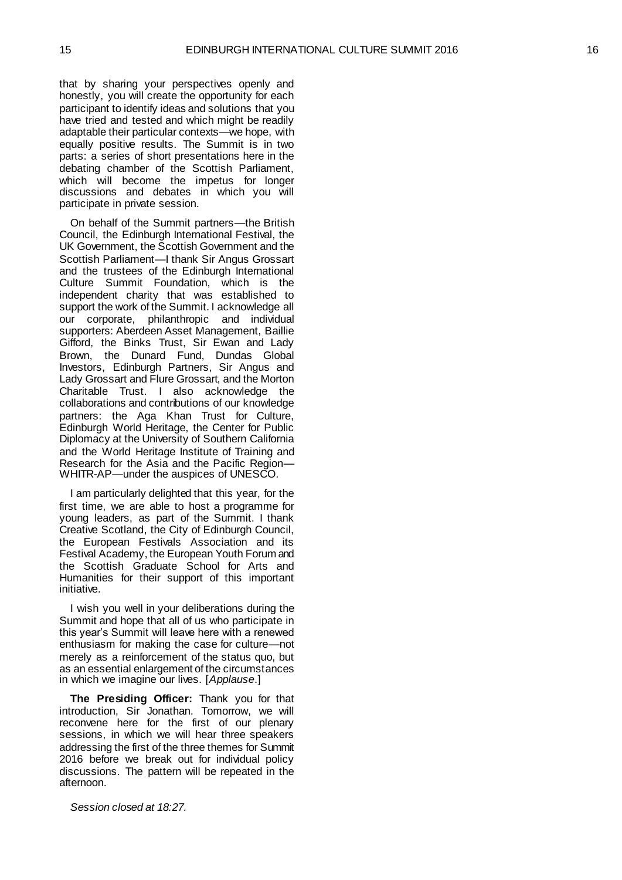that by sharing your perspectives openly and honestly, you will create the opportunity for each participant to identify ideas and solutions that you have tried and tested and which might be readily adaptable their particular contexts—we hope, with equally positive results. The Summit is in two parts: a series of short presentations here in the debating chamber of the Scottish Parliament, which will become the impetus for longer discussions and debates in which you will participate in private session.

On behalf of the Summit partners—the British Council, the Edinburgh International Festival, the UK Government, the Scottish Government and the Scottish Parliament—I thank Sir Angus Grossart and the trustees of the Edinburgh International Culture Summit Foundation, which is the independent charity that was established to support the work of the Summit. I acknowledge all our corporate, philanthropic and individual supporters: Aberdeen Asset Management, Baillie Gifford, the Binks Trust, Sir Ewan and Lady Brown, the Dunard Fund, Dundas Global Investors, Edinburgh Partners, Sir Angus and Lady Grossart and Flure Grossart, and the Morton Charitable Trust. I also acknowledge the collaborations and contributions of our knowledge partners: the Aga Khan Trust for Culture, Edinburgh World Heritage, the Center for Public Diplomacy at the University of Southern California and the World Heritage Institute of Training and Research for the Asia and the Pacific Region—WHITR-AP—under the auspices of UNESCO.

I am particularly delighted that this year, for the first time, we are able to host a programme for young leaders, as part of the Summit. I thank Creative Scotland, the City of Edinburgh Council, the European Festivals Association and its Festival Academy, the European Youth Forum and the Scottish Graduate School for Arts and Humanities for their support of this important initiative.

I wish you well in your deliberations during the Summit and hope that all of us who participate in this year's Summit will leave here with a renewed enthusiasm for making the case for culture—not merely as a reinforcement of the status quo, but as an essential enlargement of the circumstances in which we imagine our lives. [*Applause*.]

**The Presiding Officer:** Thank you for that introduction, Sir Jonathan. Tomorrow, we will reconvene here for the first of our plenary sessions, in which we will hear three speakers addressing the first of the three themes for Summit 2016 before we break out for individual policy discussions. The pattern will be repeated in the afternoon.

*Session closed at 18:27.*